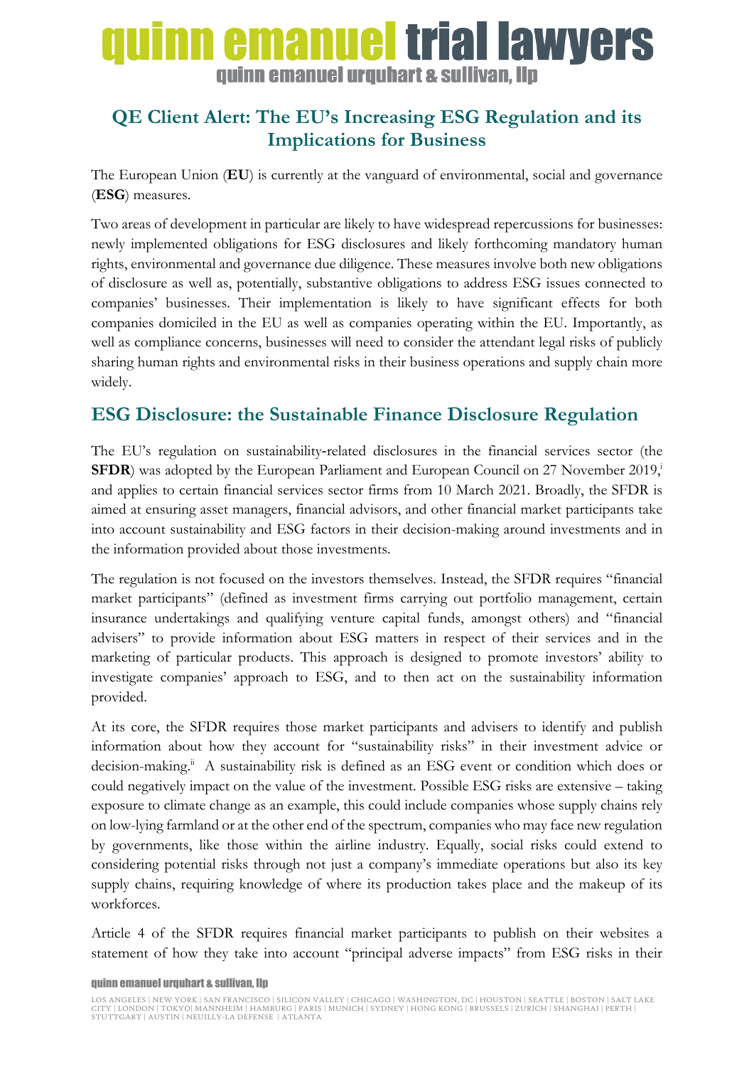# QE Client Alert: The EU's Increasing ESG Regulation and its Implications for Business

The European Union (**EU**) is currently at the vanguard of environmental, social and governance (**ESG**) measures.

Two areas of development in particular are likely to have widespread repercussions for businesses: newly implemented obligations for ESG disclosures and likely forthcoming mandatory human rights, environmental and governance due diligence. These measures involve both new obligations of disclosure as well as, potentially, substantive obligations to address ESG issues connected to companies' businesses. Their implementation is likely to have significant effects for both companies domiciled in the EU as well as companies operating within the EU. Importantly, as well as compliance concerns, businesses will need to consider the attendant legal risks of publicly sharing human rights and environmental risks in their business operations and supply chain more widely.

## ESG Disclosure: the Sustainable Finance Disclosure Regulation

The EU's regulation on sustainability-related disclosures in the financial services sector (the **SFDR**) was adopted by the European Parliament and European Council on 27 November 2019,[i] and applies to certain financial services sector firms from 10 March 2021. Broadly, the SFDR is aimed at ensuring asset managers, financial advisors, and other financial market participants take into account sustainability and ESG factors in their decision-making around investments and in the information provided about those investments.

The regulation is not focused on the investors themselves. Instead, the SFDR requires "financial market participants" (defined as investment firms carrying out portfolio management, certain insurance undertakings and qualifying venture capital funds, amongst others) and "financial advisers" to provide information about ESG matters in respect of their services and in the marketing of particular products. This approach is designed to promote investors' ability to investigate companies' approach to ESG, and to then act on the sustainability information provided.

At its core, the SFDR requires those market participants and advisers to identify and publish information about how they account for "sustainability risks" in their investment advice or decision-making.[ii] A sustainability risk is defined as an ESG event or condition which does or could negatively impact on the value of the investment. Possible ESG risks are extensive – taking exposure to climate change as an example, this could include companies whose supply chains rely on low-lying farmland or at the other end of the spectrum, companies who may face new regulation by governments, like those within the airline industry. Equally, social risks could extend to considering potential risks through not just a company's immediate operations but also its key supply chains, requiring knowledge of where its production takes place and the makeup of its workforces.

Article 4 of the SFDR requires financial market participants to publish on their websites a statement of how they take into account "principal adverse impacts" from ESG risks in their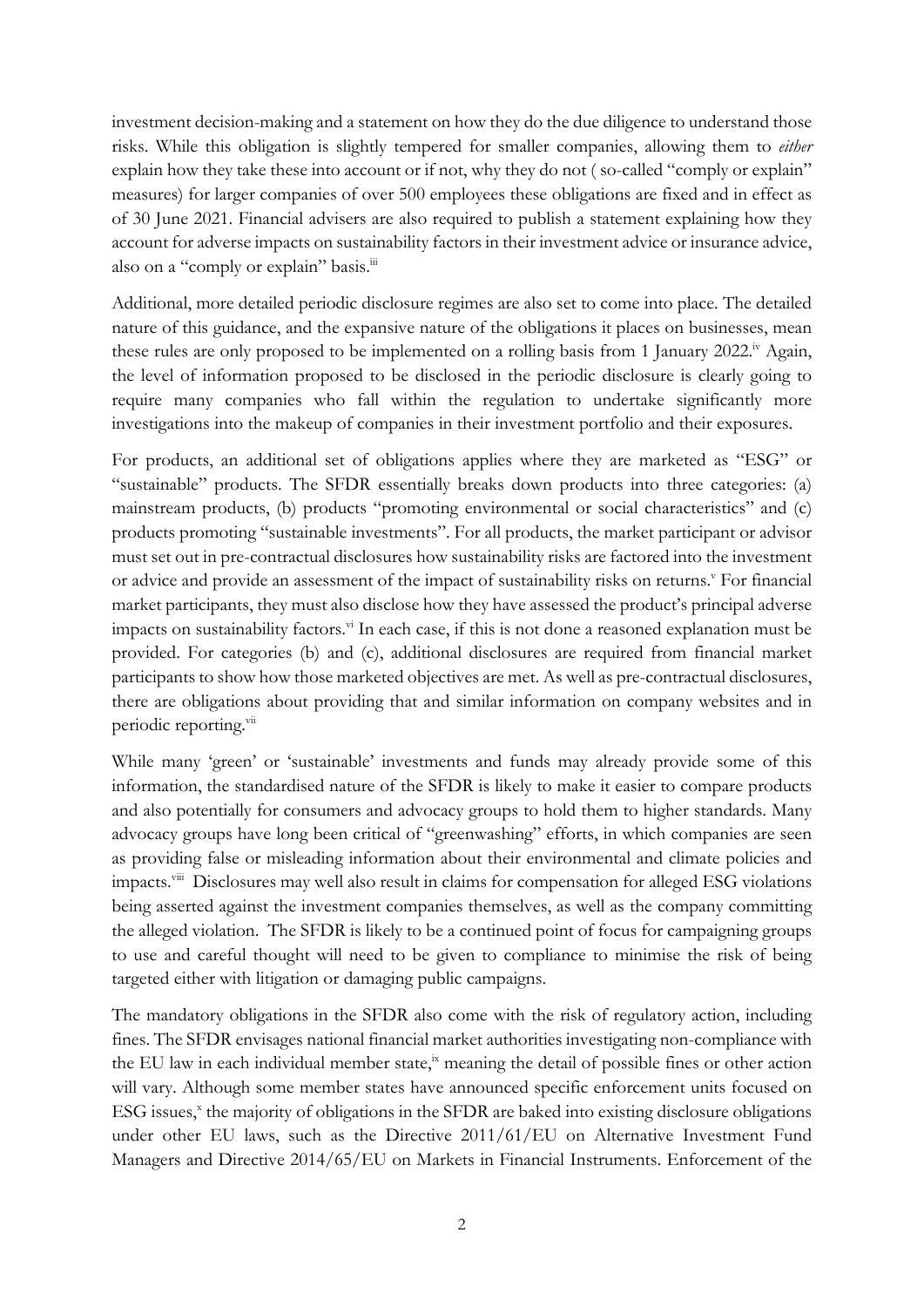investment decision-making and a statement on how they do the due diligence to understand those risks. While this obligation is slightly tempered for smaller companies, allowing them to *either* explain how they take these into account or if not, why they do not ( so-called "comply or explain" measures) for larger companies of over 500 employees these obligations are fixed and in effect as of 30 June 2021. Financial advisers are also required to publish a statement explaining how they account for adverse impacts on sustainability factors in their investment advice or insurance advice, also on a "comply or explain" basis.[iii]

Additional, more detailed periodic disclosure regimes are also set to come into place. The detailed nature of this guidance, and the expansive nature of the obligations it places on businesses, mean these rules are only proposed to be implemented on a rolling basis from 1 January 2022.[iv] Again, the level of information proposed to be disclosed in the periodic disclosure is clearly going to require many companies who fall within the regulation to undertake significantly more investigations into the makeup of companies in their investment portfolio and their exposures.

For products, an additional set of obligations applies where they are marketed as "ESG" or "sustainable" products. The SFDR essentially breaks down products into three categories: (a) mainstream products, (b) products "promoting environmental or social characteristics" and (c) products promoting "sustainable investments". For all products, the market participant or advisor must set out in pre-contractual disclosures how sustainability risks are factored into the investment or advice and provide an assessment of the impact of sustainability risks on returns.[v] For financial market participants, they must also disclose how they have assessed the product's principal adverse impacts on sustainability factors.[vi] In each case, if this is not done a reasoned explanation must be provided. For categories (b) and (c), additional disclosures are required from financial market participants to show how those marketed objectives are met. As well as pre-contractual disclosures, there are obligations about providing that and similar information on company websites and in periodic reporting.[vii]

While many 'green' or 'sustainable' investments and funds may already provide some of this information, the standardised nature of the SFDR is likely to make it easier to compare products and also potentially for consumers and advocacy groups to hold them to higher standards. Many advocacy groups have long been critical of "greenwashing" efforts, in which companies are seen as providing false or misleading information about their environmental and climate policies and impacts.[viii] Disclosures may well also result in claims for compensation for alleged ESG violations being asserted against the investment companies themselves, as well as the company committing the alleged violation. The SFDR is likely to be a continued point of focus for campaigning groups to use and careful thought will need to be given to compliance to minimise the risk of being targeted either with litigation or damaging public campaigns.

The mandatory obligations in the SFDR also come with the risk of regulatory action, including fines. The SFDR envisages national financial market authorities investigating non-compliance with the EU law in each individual member state,[ix] meaning the detail of possible fines or other action will vary. Although some member states have announced specific enforcement units focused on ESG issues,[x] the majority of obligations in the SFDR are baked into existing disclosure obligations under other EU laws, such as the Directive 2011/61/EU on Alternative Investment Fund Managers and Directive 2014/65/EU on Markets in Financial Instruments. Enforcement of the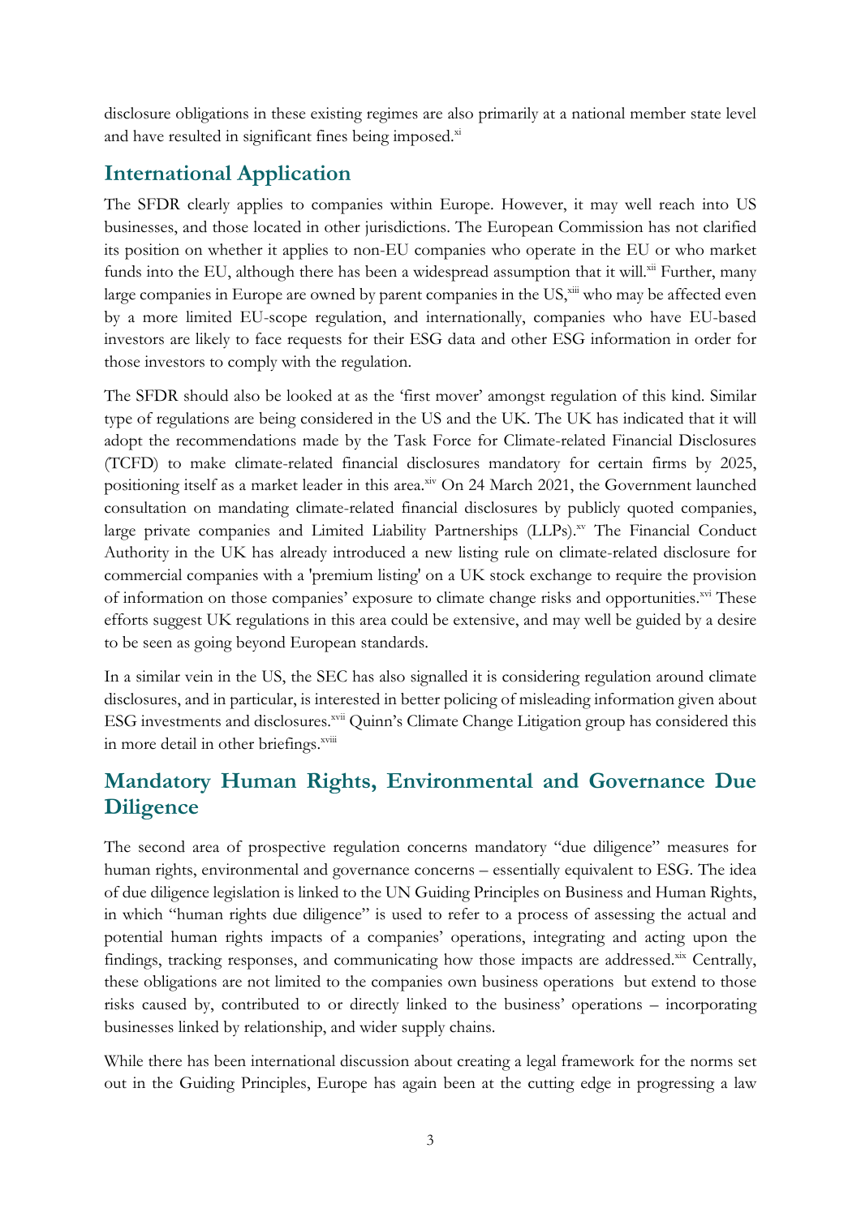disclosure obligations in these existing regimes are also primarily at a national member state level and have resulted in significant fines being imposed.[xi]

## International Application

The SFDR clearly applies to companies within Europe. However, it may well reach into US businesses, and those located in other jurisdictions. The European Commission has not clarified its position on whether it applies to non-EU companies who operate in the EU or who market funds into the EU, although there has been a widespread assumption that it will.[xii] Further, many large companies in Europe are owned by parent companies in the US,[xiii] who may be affected even by a more limited EU-scope regulation, and internationally, companies who have EU-based investors are likely to face requests for their ESG data and other ESG information in order for those investors to comply with the regulation.

The SFDR should also be looked at as the 'first mover' amongst regulation of this kind. Similar type of regulations are being considered in the US and the UK. The UK has indicated that it will adopt the recommendations made by the Task Force for Climate-related Financial Disclosures (TCFD) to make climate-related financial disclosures mandatory for certain firms by 2025, positioning itself as a market leader in this area.[xiv] On 24 March 2021, the Government launched consultation on mandating climate-related financial disclosures by publicly quoted companies, large private companies and Limited Liability Partnerships (LLPs).[xv] The Financial Conduct Authority in the UK has already introduced a new listing rule on climate-related disclosure for commercial companies with a 'premium listing' on a UK stock exchange to require the provision of information on those companies' exposure to climate change risks and opportunities.[xvi] These efforts suggest UK regulations in this area could be extensive, and may well be guided by a desire to be seen as going beyond European standards.

In a similar vein in the US, the SEC has also signalled it is considering regulation around climate disclosures, and in particular, is interested in better policing of misleading information given about ESG investments and disclosures.[xvii] Quinn's Climate Change Litigation group has considered this in more detail in other briefings.[xviii]

## Mandatory Human Rights, Environmental and Governance Due Diligence

The second area of prospective regulation concerns mandatory "due diligence" measures for human rights, environmental and governance concerns – essentially equivalent to ESG. The idea of due diligence legislation is linked to the UN Guiding Principles on Business and Human Rights, in which "human rights due diligence" is used to refer to a process of assessing the actual and potential human rights impacts of a companies' operations, integrating and acting upon the findings, tracking responses, and communicating how those impacts are addressed.[xix] Centrally, these obligations are not limited to the companies own business operations but extend to those risks caused by, contributed to or directly linked to the business' operations – incorporating businesses linked by relationship, and wider supply chains.

While there has been international discussion about creating a legal framework for the norms set out in the Guiding Principles, Europe has again been at the cutting edge in progressing a law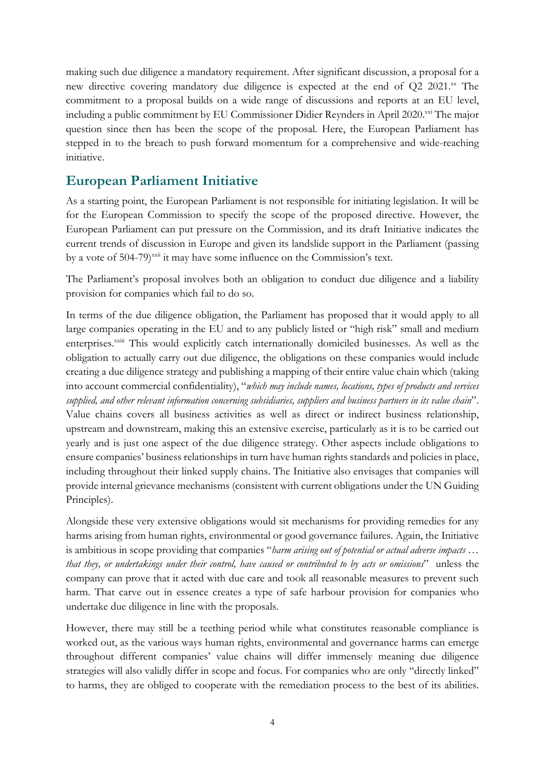making such due diligence a mandatory requirement. After significant discussion, a proposal for a new directive covering mandatory due diligence is expected at the end of Q2 2021.[xx] The commitment to a proposal builds on a wide range of discussions and reports at an EU level, including a public commitment by EU Commissioner Didier Reynders in April 2020.[xxi] The major question since then has been the scope of the proposal. Here, the European Parliament has stepped in to the breach to push forward momentum for a comprehensive and wide-reaching initiative.

## European Parliament Initiative

As a starting point, the European Parliament is not responsible for initiating legislation. It will be for the European Commission to specify the scope of the proposed directive. However, the European Parliament can put pressure on the Commission, and its draft Initiative indicates the current trends of discussion in Europe and given its landslide support in the Parliament (passing by a vote of 504-79)[xxii] it may have some influence on the Commission's text.

The Parliament's proposal involves both an obligation to conduct due diligence and a liability provision for companies which fail to do so.

In terms of the due diligence obligation, the Parliament has proposed that it would apply to all large companies operating in the EU and to any publicly listed or "high risk" small and medium enterprises.[xxiii] This would explicitly catch internationally domiciled businesses. As well as the obligation to actually carry out due diligence, the obligations on these companies would include creating a due diligence strategy and publishing a mapping of their entire value chain which (taking into account commercial confidentiality), "*which may include names, locations, types of products and services supplied, and other relevant information concerning subsidiaries, suppliers and business partners in its value chain*". Value chains covers all business activities as well as direct or indirect business relationship, upstream and downstream, making this an extensive exercise, particularly as it is to be carried out yearly and is just one aspect of the due diligence strategy. Other aspects include obligations to ensure companies' business relationships in turn have human rights standards and policies in place, including throughout their linked supply chains. The Initiative also envisages that companies will provide internal grievance mechanisms (consistent with current obligations under the UN Guiding Principles).

Alongside these very extensive obligations would sit mechanisms for providing remedies for any harms arising from human rights, environmental or good governance failures. Again, the Initiative is ambitious in scope providing that companies "*harm arising out of potential or actual adverse impacts … that they, or undertakings under their control, have caused or contributed to by acts or omissions*" unless the company can prove that it acted with due care and took all reasonable measures to prevent such harm. That carve out in essence creates a type of safe harbour provision for companies who undertake due diligence in line with the proposals.

However, there may still be a teething period while what constitutes reasonable compliance is worked out, as the various ways human rights, environmental and governance harms can emerge throughout different companies' value chains will differ immensely meaning due diligence strategies will also validly differ in scope and focus. For companies who are only "directly linked" to harms, they are obliged to cooperate with the remediation process to the best of its abilities.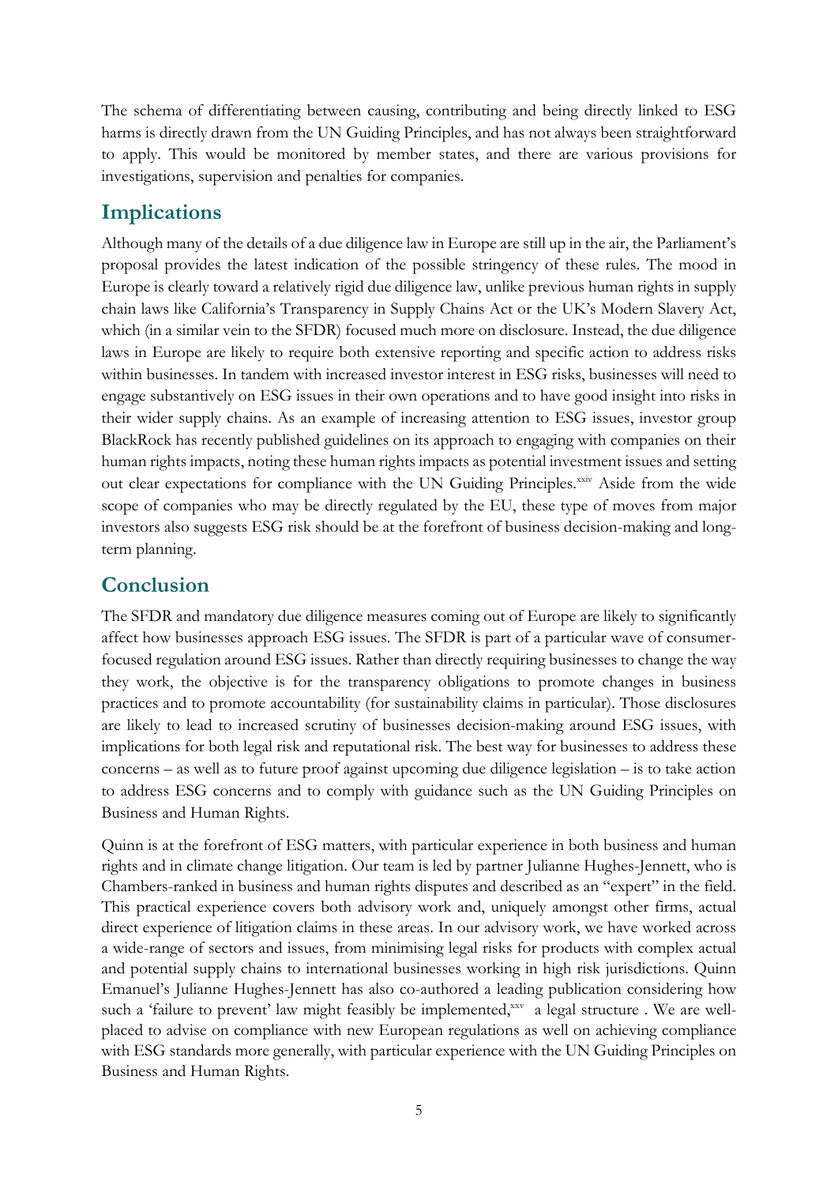The schema of differentiating between causing, contributing and being directly linked to ESG harms is directly drawn from the UN Guiding Principles, and has not always been straightforward to apply. This would be monitored by member states, and there are various provisions for investigations, supervision and penalties for companies.

## Implications

Although many of the details of a due diligence law in Europe are still up in the air, the Parliament's proposal provides the latest indication of the possible stringency of these rules. The mood in Europe is clearly toward a relatively rigid due diligence law, unlike previous human rights in supply chain laws like California's Transparency in Supply Chains Act or the UK's Modern Slavery Act, which (in a similar vein to the SFDR) focused much more on disclosure. Instead, the due diligence laws in Europe are likely to require both extensive reporting and specific action to address risks within businesses. In tandem with increased investor interest in ESG risks, businesses will need to engage substantively on ESG issues in their own operations and to have good insight into risks in their wider supply chains. As an example of increasing attention to ESG issues, investor group BlackRock has recently published guidelines on its approach to engaging with companies on their human rights impacts, noting these human rights impacts as potential investment issues and setting out clear expectations for compliance with the UN Guiding Principles.[xxiv] Aside from the wide scope of companies who may be directly regulated by the EU, these type of moves from major investors also suggests ESG risk should be at the forefront of business decision-making and long-term planning.

## Conclusion

The SFDR and mandatory due diligence measures coming out of Europe are likely to significantly affect how businesses approach ESG issues. The SFDR is part of a particular wave of consumer-focused regulation around ESG issues. Rather than directly requiring businesses to change the way they work, the objective is for the transparency obligations to promote changes in business practices and to promote accountability (for sustainability claims in particular). Those disclosures are likely to lead to increased scrutiny of businesses decision-making around ESG issues, with implications for both legal risk and reputational risk. The best way for businesses to address these concerns – as well as to future proof against upcoming due diligence legislation – is to take action to address ESG concerns and to comply with guidance such as the UN Guiding Principles on Business and Human Rights.

Quinn is at the forefront of ESG matters, with particular experience in both business and human rights and in climate change litigation. Our team is led by partner Julianne Hughes-Jennett, who is Chambers-ranked in business and human rights disputes and described as an "expert" in the field. This practical experience covers both advisory work and, uniquely amongst other firms, actual direct experience of litigation claims in these areas. In our advisory work, we have worked across a wide-range of sectors and issues, from minimising legal risks for products with complex actual and potential supply chains to international businesses working in high risk jurisdictions. Quinn Emanuel's Julianne Hughes-Jennett has also co-authored a leading publication considering how such a 'failure to prevent' law might feasibly be implemented,[xxv] a legal structure . We are well-placed to advise on compliance with new European regulations as well on achieving compliance with ESG standards more generally, with particular experience with the UN Guiding Principles on Business and Human Rights.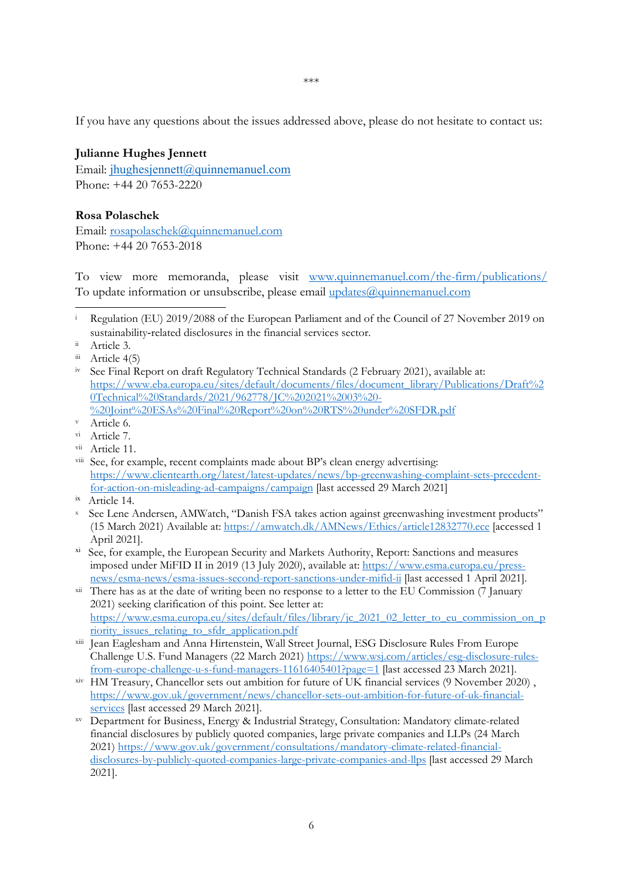***

If you have any questions about the issues addressed above, please do not hesitate to contact us:

**Julianne Hughes Jennett**
Email: jhughesjennett@quinnemanuel.com
Phone: +44 20 7653-2220

**Rosa Polaschek**
Email: rosapolaschek@quinnemanuel.com
Phone: +44 20 7653-2018

To view more memoranda, please visit www.quinnemanuel.com/the-firm/publications/
To update information or unsubscribe, please email updates@quinnemanuel.com

---

[i] Regulation (EU) 2019/2088 of the European Parliament and of the Council of 27 November 2019 on sustainability-related disclosures in the financial services sector.

[ii] Article 3.

[iii] Article 4(5)

[iv] See Final Report on draft Regulatory Technical Standards (2 February 2021), available at: https://www.eba.europa.eu/sites/default/documents/files/document_library/Publications/Draft%20Technical%20Standards/2021/962778/JC%202021%2003%20-%20Joint%20ESAs%20Final%20Report%20on%20RTS%20under%20SFDR.pdf

[v] Article 6.

[vi] Article 7.

[vii] Article 11.

[viii] See, for example, recent complaints made about BP's clean energy advertising: https://www.clientearth.org/latest/latest-updates/news/bp-greenwashing-complaint-sets-precedent-for-action-on-misleading-ad-campaigns/campaign [last accessed 29 March 2021]

[ix] Article 14.

[x] See Lene Andersen, AMWatch, "Danish FSA takes action against greenwashing investment products" (15 March 2021) Available at: https://amwatch.dk/AMNews/Ethics/article12832770.ece [accessed 1 April 2021].

[xi] See, for example, the European Security and Markets Authority, Report: Sanctions and measures imposed under MiFID II in 2019 (13 July 2020), available at: https://www.esma.europa.eu/press-news/esma-news/esma-issues-second-report-sanctions-under-mifid-ii [last accessed 1 April 2021].

[xii] There has as at the date of writing been no response to a letter to the EU Commission (7 January 2021) seeking clarification of this point. See letter at: https://www.esma.europa.eu/sites/default/files/library/jc_2021_02_letter_to_eu_commission_on_priority_issues_relating_to_sfdr_application.pdf

[xiii] Jean Eaglesham and Anna Hirtenstein, Wall Street Journal, ESG Disclosure Rules From Europe Challenge U.S. Fund Managers (22 March 2021) https://www.wsj.com/articles/esg-disclosure-rules-from-europe-challenge-u-s-fund-managers-11616405401?page=1 [last accessed 23 March 2021].

[xiv] HM Treasury, Chancellor sets out ambition for future of UK financial services (9 November 2020) , https://www.gov.uk/government/news/chancellor-sets-out-ambition-for-future-of-uk-financial-services [last accessed 29 March 2021].

[xv] Department for Business, Energy & Industrial Strategy, Consultation: Mandatory climate-related financial disclosures by publicly quoted companies, large private companies and LLPs (24 March 2021) https://www.gov.uk/government/consultations/mandatory-climate-related-financial-disclosures-by-publicly-quoted-companies-large-private-companies-and-llps [last accessed 29 March 2021].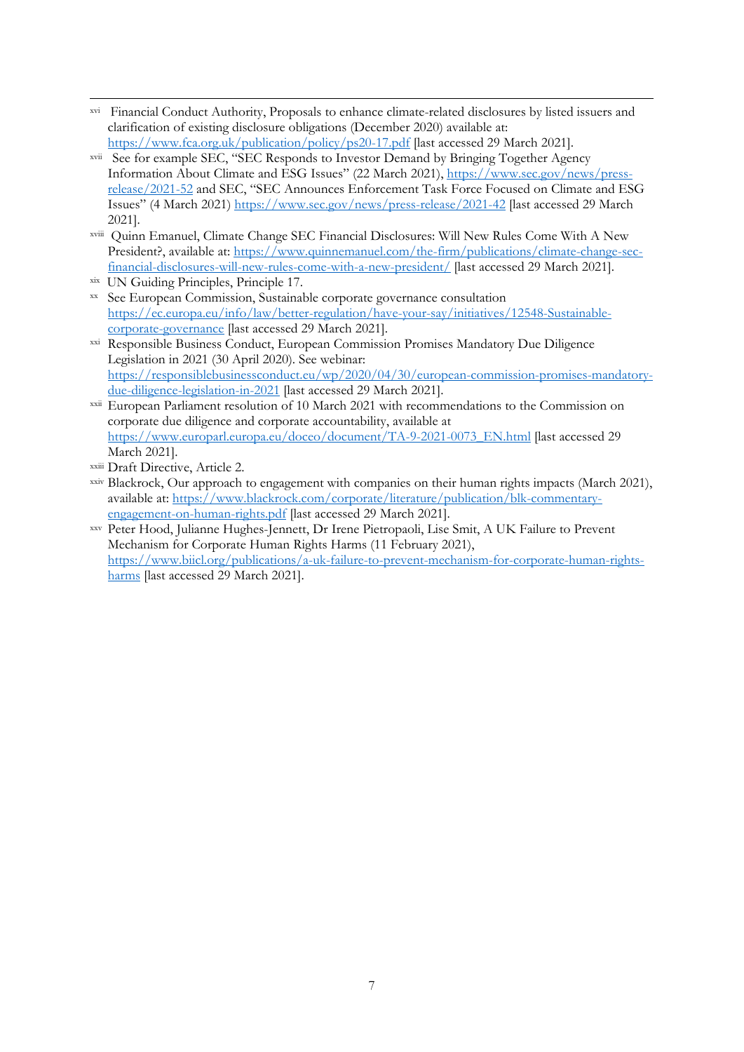[xvi] Financial Conduct Authority, Proposals to enhance climate-related disclosures by listed issuers and clarification of existing disclosure obligations (December 2020) available at: https://www.fca.org.uk/publication/policy/ps20-17.pdf [last accessed 29 March 2021].

[xvii] See for example SEC, "SEC Responds to Investor Demand by Bringing Together Agency Information About Climate and ESG Issues" (22 March 2021), https://www.sec.gov/news/press-release/2021-52 and SEC, "SEC Announces Enforcement Task Force Focused on Climate and ESG Issues" (4 March 2021) https://www.sec.gov/news/press-release/2021-42 [last accessed 29 March 2021].

[xviii] Quinn Emanuel, Climate Change SEC Financial Disclosures: Will New Rules Come With A New President?, available at: https://www.quinnemanuel.com/the-firm/publications/climate-change-sec-financial-disclosures-will-new-rules-come-with-a-new-president/ [last accessed 29 March 2021].

[xix] UN Guiding Principles, Principle 17.

[xx] See European Commission, Sustainable corporate governance consultation https://ec.europa.eu/info/law/better-regulation/have-your-say/initiatives/12548-Sustainable-corporate-governance [last accessed 29 March 2021].

[xxi] Responsible Business Conduct, European Commission Promises Mandatory Due Diligence Legislation in 2021 (30 April 2020). See webinar: https://responsiblebusinessconduct.eu/wp/2020/04/30/european-commission-promises-mandatory-due-diligence-legislation-in-2021 [last accessed 29 March 2021].

[xxii] European Parliament resolution of 10 March 2021 with recommendations to the Commission on corporate due diligence and corporate accountability, available at https://www.europarl.europa.eu/doceo/document/TA-9-2021-0073_EN.html [last accessed 29 March 2021].

[xxiii] Draft Directive, Article 2.

[xxiv] Blackrock, Our approach to engagement with companies on their human rights impacts (March 2021), available at: https://www.blackrock.com/corporate/literature/publication/blk-commentary-engagement-on-human-rights.pdf [last accessed 29 March 2021].

[xxv] Peter Hood, Julianne Hughes-Jennett, Dr Irene Pietropaoli, Lise Smit, A UK Failure to Prevent Mechanism for Corporate Human Rights Harms (11 February 2021), https://www.biicl.org/publications/a-uk-failure-to-prevent-mechanism-for-corporate-human-rights-harms [last accessed 29 March 2021].